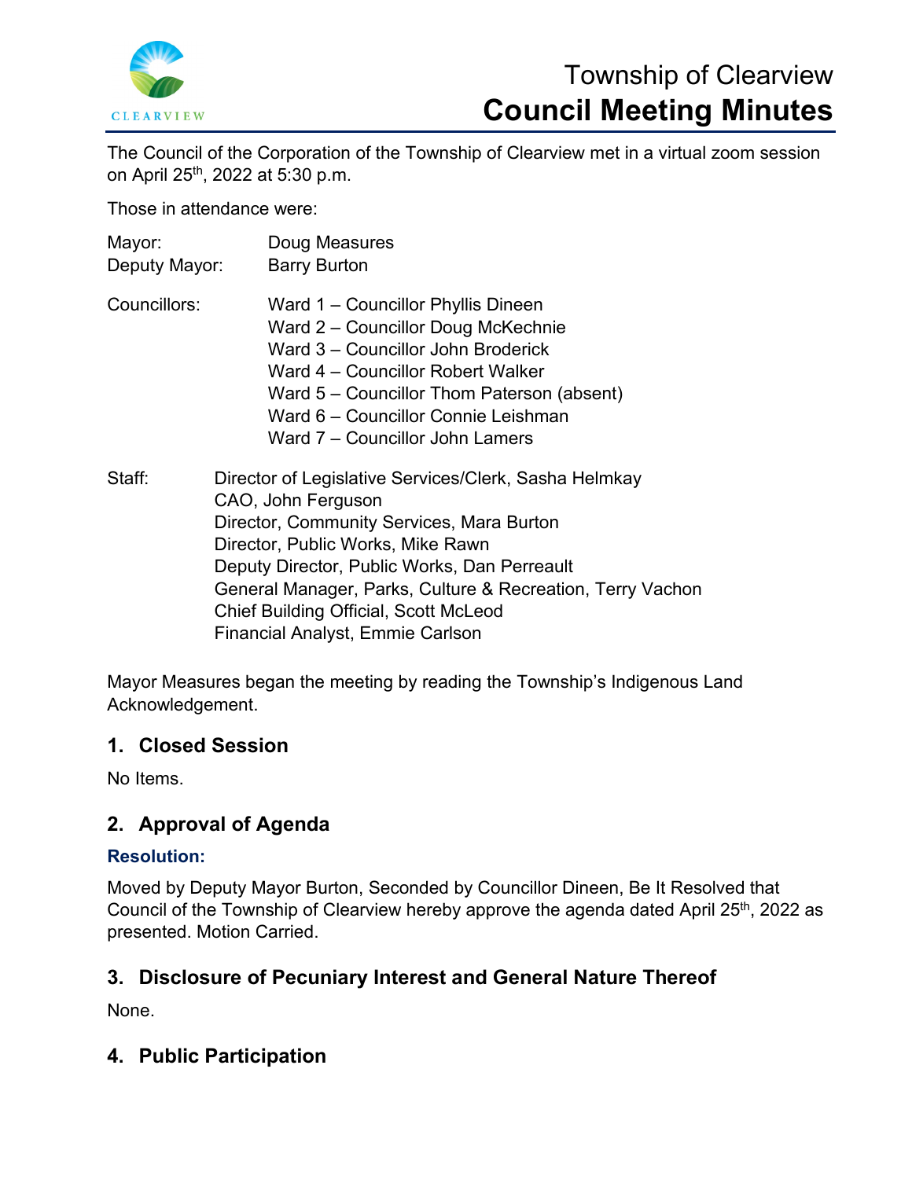# Township of Clearview
# Council Meeting Minutes

The Council of the Corporation of the Township of Clearview met in a virtual zoom session on April 25th, 2022 at 5:30 p.m.

Those in attendance were:

Mayor: Doug Measures
Deputy Mayor: Barry Burton

Councillors:
Ward 1 – Councillor Phyllis Dineen
Ward 2 – Councillor Doug McKechnie
Ward 3 – Councillor John Broderick
Ward 4 – Councillor Robert Walker
Ward 5 – Councillor Thom Paterson (absent)
Ward 6 – Councillor Connie Leishman
Ward 7 – Councillor John Lamers

Staff:
Director of Legislative Services/Clerk, Sasha Helmkay
CAO, John Ferguson
Director, Community Services, Mara Burton
Director, Public Works, Mike Rawn
Deputy Director, Public Works, Dan Perreault
General Manager, Parks, Culture & Recreation, Terry Vachon
Chief Building Official, Scott McLeod
Financial Analyst, Emmie Carlson

Mayor Measures began the meeting by reading the Township's Indigenous Land Acknowledgement.

## 1. Closed Session

No Items.

## 2. Approval of Agenda

### Resolution:

Moved by Deputy Mayor Burton, Seconded by Councillor Dineen, Be It Resolved that Council of the Township of Clearview hereby approve the agenda dated April 25th, 2022 as presented. Motion Carried.

## 3. Disclosure of Pecuniary Interest and General Nature Thereof

None.

## 4. Public Participation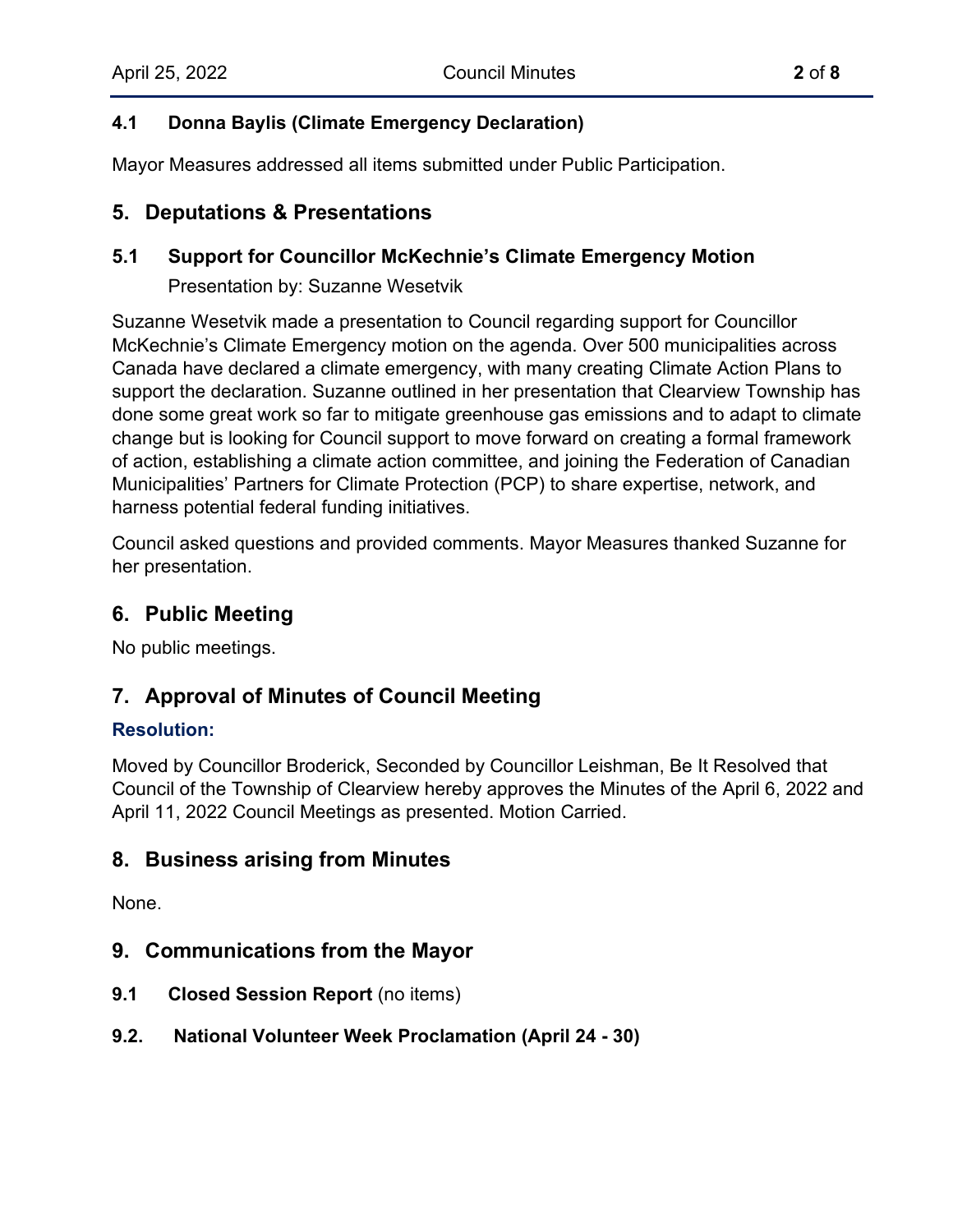### 4.1 Donna Baylis (Climate Emergency Declaration)

Mayor Measures addressed all items submitted under Public Participation.

## 5. Deputations & Presentations

### 5.1 Support for Councillor McKechnie's Climate Emergency Motion

Presentation by: Suzanne Wesetvik

Suzanne Wesetvik made a presentation to Council regarding support for Councillor McKechnie's Climate Emergency motion on the agenda. Over 500 municipalities across Canada have declared a climate emergency, with many creating Climate Action Plans to support the declaration. Suzanne outlined in her presentation that Clearview Township has done some great work so far to mitigate greenhouse gas emissions and to adapt to climate change but is looking for Council support to move forward on creating a formal framework of action, establishing a climate action committee, and joining the Federation of Canadian Municipalities' Partners for Climate Protection (PCP) to share expertise, network, and harness potential federal funding initiatives.

Council asked questions and provided comments. Mayor Measures thanked Suzanne for her presentation.

## 6. Public Meeting

No public meetings.

## 7. Approval of Minutes of Council Meeting

**Resolution:**

Moved by Councillor Broderick, Seconded by Councillor Leishman, Be It Resolved that Council of the Township of Clearview hereby approves the Minutes of the April 6, 2022 and April 11, 2022 Council Meetings as presented. Motion Carried.

## 8. Business arising from Minutes

None.

## 9. Communications from the Mayor

**9.1 Closed Session Report** (no items)

**9.2. National Volunteer Week Proclamation (April 24 - 30)**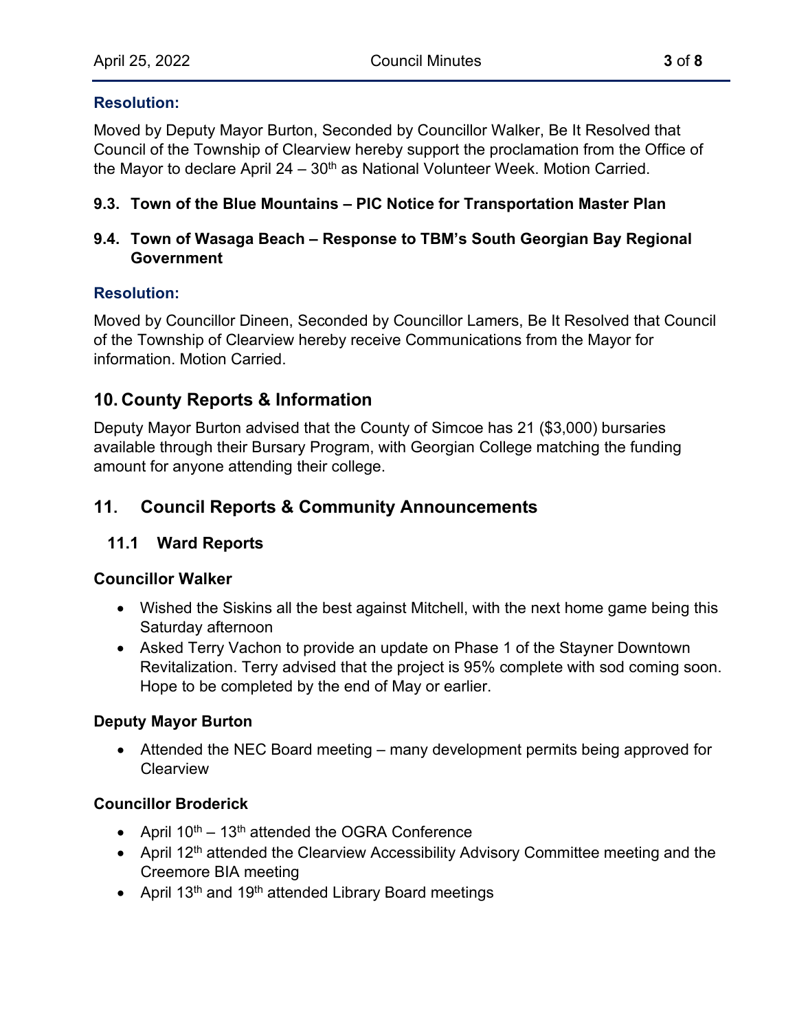**Resolution:**

Moved by Deputy Mayor Burton, Seconded by Councillor Walker, Be It Resolved that Council of the Township of Clearview hereby support the proclamation from the Office of the Mayor to declare April 24 – 30th as National Volunteer Week. Motion Carried.

### 9.3. Town of the Blue Mountains – PIC Notice for Transportation Master Plan

### 9.4. Town of Wasaga Beach – Response to TBM's South Georgian Bay Regional Government

**Resolution:**

Moved by Councillor Dineen, Seconded by Councillor Lamers, Be It Resolved that Council of the Township of Clearview hereby receive Communications from the Mayor for information. Motion Carried.

## 10. County Reports & Information

Deputy Mayor Burton advised that the County of Simcoe has 21 ($3,000) bursaries available through their Bursary Program, with Georgian College matching the funding amount for anyone attending their college.

## 11. Council Reports & Community Announcements

### 11.1 Ward Reports

**Councillor Walker**

- Wished the Siskins all the best against Mitchell, with the next home game being this Saturday afternoon
- Asked Terry Vachon to provide an update on Phase 1 of the Stayner Downtown Revitalization. Terry advised that the project is 95% complete with sod coming soon. Hope to be completed by the end of May or earlier.

**Deputy Mayor Burton**

- Attended the NEC Board meeting – many development permits being approved for Clearview

**Councillor Broderick**

- April 10th – 13th attended the OGRA Conference
- April 12th attended the Clearview Accessibility Advisory Committee meeting and the Creemore BIA meeting
- April 13th and 19th attended Library Board meetings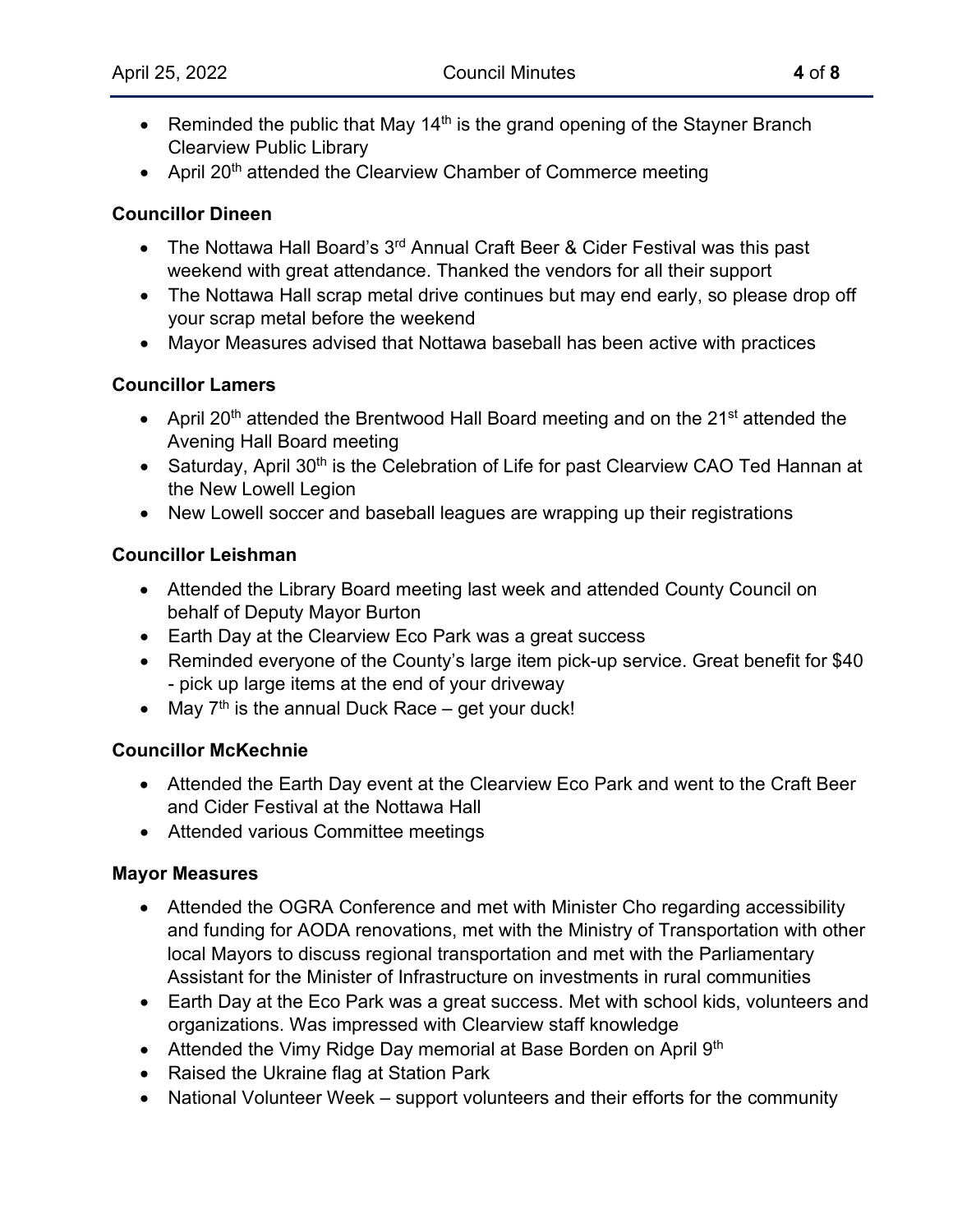- Reminded the public that May 14th is the grand opening of the Stayner Branch Clearview Public Library
- April 20th attended the Clearview Chamber of Commerce meeting

**Councillor Dineen**

- The Nottawa Hall Board's 3rd Annual Craft Beer & Cider Festival was this past weekend with great attendance. Thanked the vendors for all their support
- The Nottawa Hall scrap metal drive continues but may end early, so please drop off your scrap metal before the weekend
- Mayor Measures advised that Nottawa baseball has been active with practices

**Councillor Lamers**

- April 20th attended the Brentwood Hall Board meeting and on the 21st attended the Avening Hall Board meeting
- Saturday, April 30th is the Celebration of Life for past Clearview CAO Ted Hannan at the New Lowell Legion
- New Lowell soccer and baseball leagues are wrapping up their registrations

**Councillor Leishman**

- Attended the Library Board meeting last week and attended County Council on behalf of Deputy Mayor Burton
- Earth Day at the Clearview Eco Park was a great success
- Reminded everyone of the County's large item pick-up service. Great benefit for $40 - pick up large items at the end of your driveway
- May 7th is the annual Duck Race – get your duck!

**Councillor McKechnie**

- Attended the Earth Day event at the Clearview Eco Park and went to the Craft Beer and Cider Festival at the Nottawa Hall
- Attended various Committee meetings

**Mayor Measures**

- Attended the OGRA Conference and met with Minister Cho regarding accessibility and funding for AODA renovations, met with the Ministry of Transportation with other local Mayors to discuss regional transportation and met with the Parliamentary Assistant for the Minister of Infrastructure on investments in rural communities
- Earth Day at the Eco Park was a great success. Met with school kids, volunteers and organizations. Was impressed with Clearview staff knowledge
- Attended the Vimy Ridge Day memorial at Base Borden on April 9th
- Raised the Ukraine flag at Station Park
- National Volunteer Week – support volunteers and their efforts for the community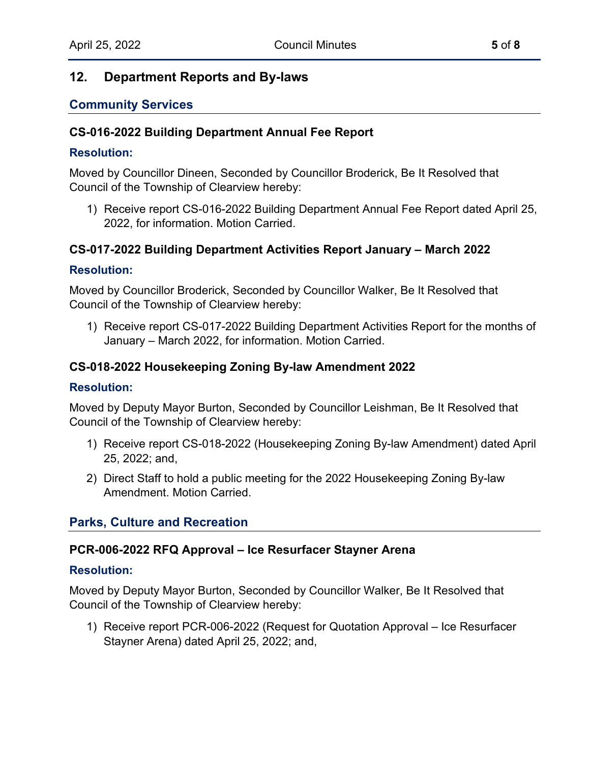## 12. Department Reports and By-laws

### Community Services

#### CS-016-2022 Building Department Annual Fee Report

**Resolution:**

Moved by Councillor Dineen, Seconded by Councillor Broderick, Be It Resolved that Council of the Township of Clearview hereby:

1) Receive report CS-016-2022 Building Department Annual Fee Report dated April 25, 2022, for information. Motion Carried.

#### CS-017-2022 Building Department Activities Report January – March 2022

**Resolution:**

Moved by Councillor Broderick, Seconded by Councillor Walker, Be It Resolved that Council of the Township of Clearview hereby:

1) Receive report CS-017-2022 Building Department Activities Report for the months of January – March 2022, for information. Motion Carried.

#### CS-018-2022 Housekeeping Zoning By-law Amendment 2022

**Resolution:**

Moved by Deputy Mayor Burton, Seconded by Councillor Leishman, Be It Resolved that Council of the Township of Clearview hereby:

1) Receive report CS-018-2022 (Housekeeping Zoning By-law Amendment) dated April 25, 2022; and,
2) Direct Staff to hold a public meeting for the 2022 Housekeeping Zoning By-law Amendment. Motion Carried.

### Parks, Culture and Recreation

#### PCR-006-2022 RFQ Approval – Ice Resurfacer Stayner Arena

**Resolution:**

Moved by Deputy Mayor Burton, Seconded by Councillor Walker, Be It Resolved that Council of the Township of Clearview hereby:

1) Receive report PCR-006-2022 (Request for Quotation Approval – Ice Resurfacer Stayner Arena) dated April 25, 2022; and,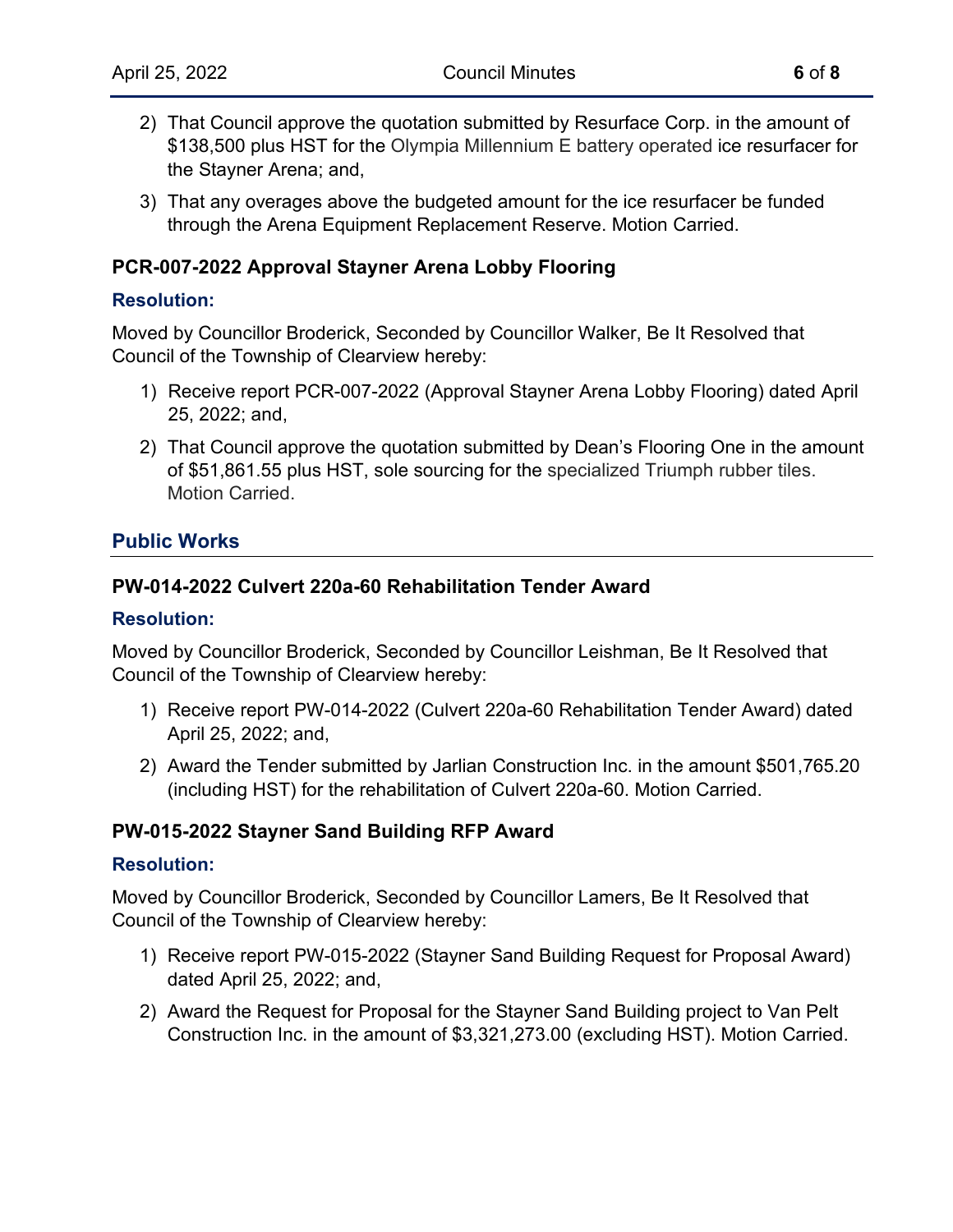2) That Council approve the quotation submitted by Resurface Corp. in the amount of $138,500 plus HST for the Olympia Millennium E battery operated ice resurfacer for the Stayner Arena; and,

3) That any overages above the budgeted amount for the ice resurfacer be funded through the Arena Equipment Replacement Reserve. Motion Carried.

### PCR-007-2022 Approval Stayner Arena Lobby Flooring

#### Resolution:

Moved by Councillor Broderick, Seconded by Councillor Walker, Be It Resolved that Council of the Township of Clearview hereby:

1) Receive report PCR-007-2022 (Approval Stayner Arena Lobby Flooring) dated April 25, 2022; and,

2) That Council approve the quotation submitted by Dean's Flooring One in the amount of $51,861.55 plus HST, sole sourcing for the specialized Triumph rubber tiles. Motion Carried.

## Public Works

### PW-014-2022 Culvert 220a-60 Rehabilitation Tender Award

#### Resolution:

Moved by Councillor Broderick, Seconded by Councillor Leishman, Be It Resolved that Council of the Township of Clearview hereby:

1) Receive report PW-014-2022 (Culvert 220a-60 Rehabilitation Tender Award) dated April 25, 2022; and,

2) Award the Tender submitted by Jarlian Construction Inc. in the amount $501,765.20 (including HST) for the rehabilitation of Culvert 220a-60. Motion Carried.

### PW-015-2022 Stayner Sand Building RFP Award

#### Resolution:

Moved by Councillor Broderick, Seconded by Councillor Lamers, Be It Resolved that Council of the Township of Clearview hereby:

1) Receive report PW-015-2022 (Stayner Sand Building Request for Proposal Award) dated April 25, 2022; and,

2) Award the Request for Proposal for the Stayner Sand Building project to Van Pelt Construction Inc. in the amount of $3,321,273.00 (excluding HST). Motion Carried.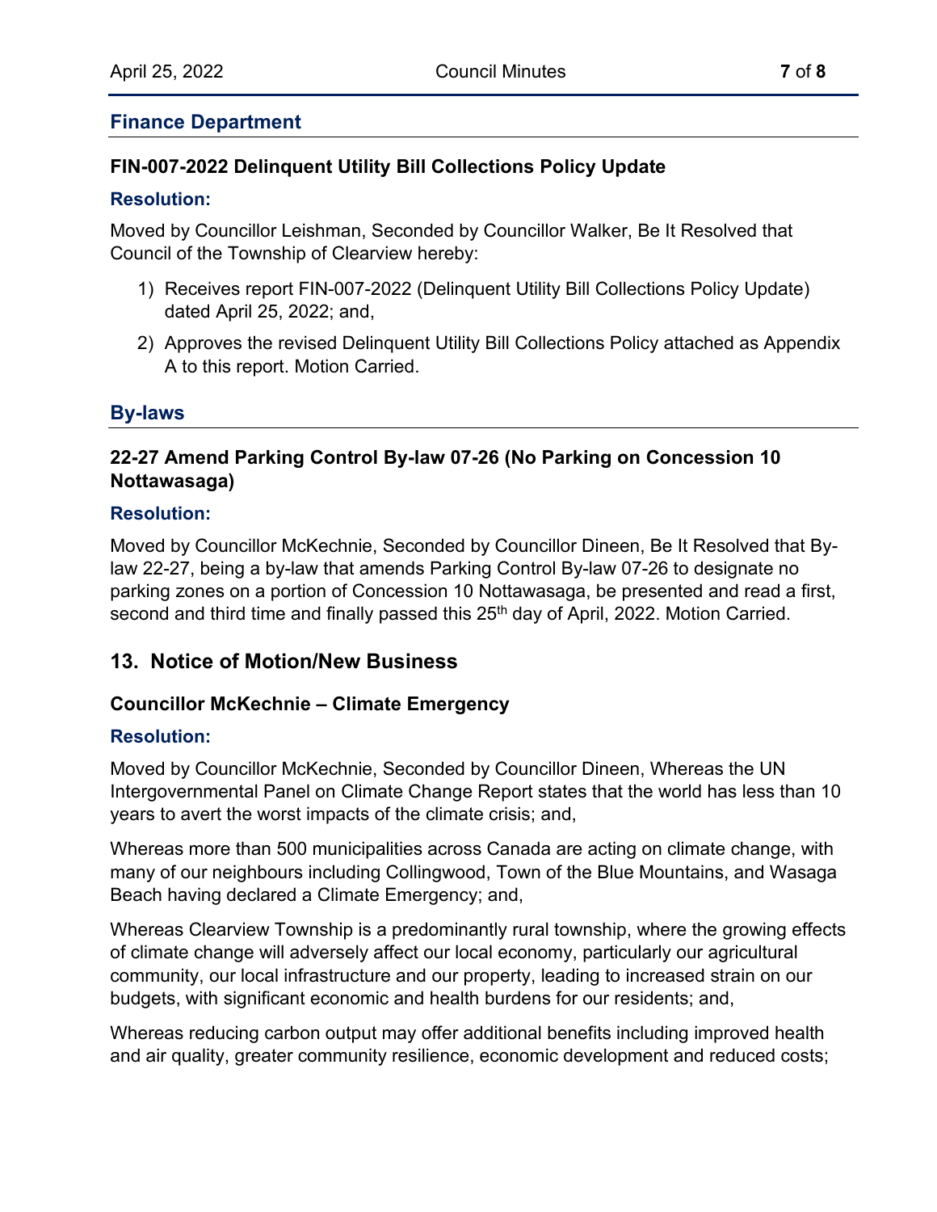## Finance Department

### FIN-007-2022 Delinquent Utility Bill Collections Policy Update

**Resolution:**

Moved by Councillor Leishman, Seconded by Councillor Walker, Be It Resolved that Council of the Township of Clearview hereby:

1) Receives report FIN-007-2022 (Delinquent Utility Bill Collections Policy Update) dated April 25, 2022; and,
2) Approves the revised Delinquent Utility Bill Collections Policy attached as Appendix A to this report. Motion Carried.

## By-laws

### 22-27 Amend Parking Control By-law 07-26 (No Parking on Concession 10 Nottawasaga)

**Resolution:**

Moved by Councillor McKechnie, Seconded by Councillor Dineen, Be It Resolved that By-law 22-27, being a by-law that amends Parking Control By-law 07-26 to designate no parking zones on a portion of Concession 10 Nottawasaga, be presented and read a first, second and third time and finally passed this 25th day of April, 2022. Motion Carried.

# 13. Notice of Motion/New Business

### Councillor McKechnie – Climate Emergency

**Resolution:**

Moved by Councillor McKechnie, Seconded by Councillor Dineen, Whereas the UN Intergovernmental Panel on Climate Change Report states that the world has less than 10 years to avert the worst impacts of the climate crisis; and,

Whereas more than 500 municipalities across Canada are acting on climate change, with many of our neighbours including Collingwood, Town of the Blue Mountains, and Wasaga Beach having declared a Climate Emergency; and,

Whereas Clearview Township is a predominantly rural township, where the growing effects of climate change will adversely affect our local economy, particularly our agricultural community, our local infrastructure and our property, leading to increased strain on our budgets, with significant economic and health burdens for our residents; and,

Whereas reducing carbon output may offer additional benefits including improved health and air quality, greater community resilience, economic development and reduced costs;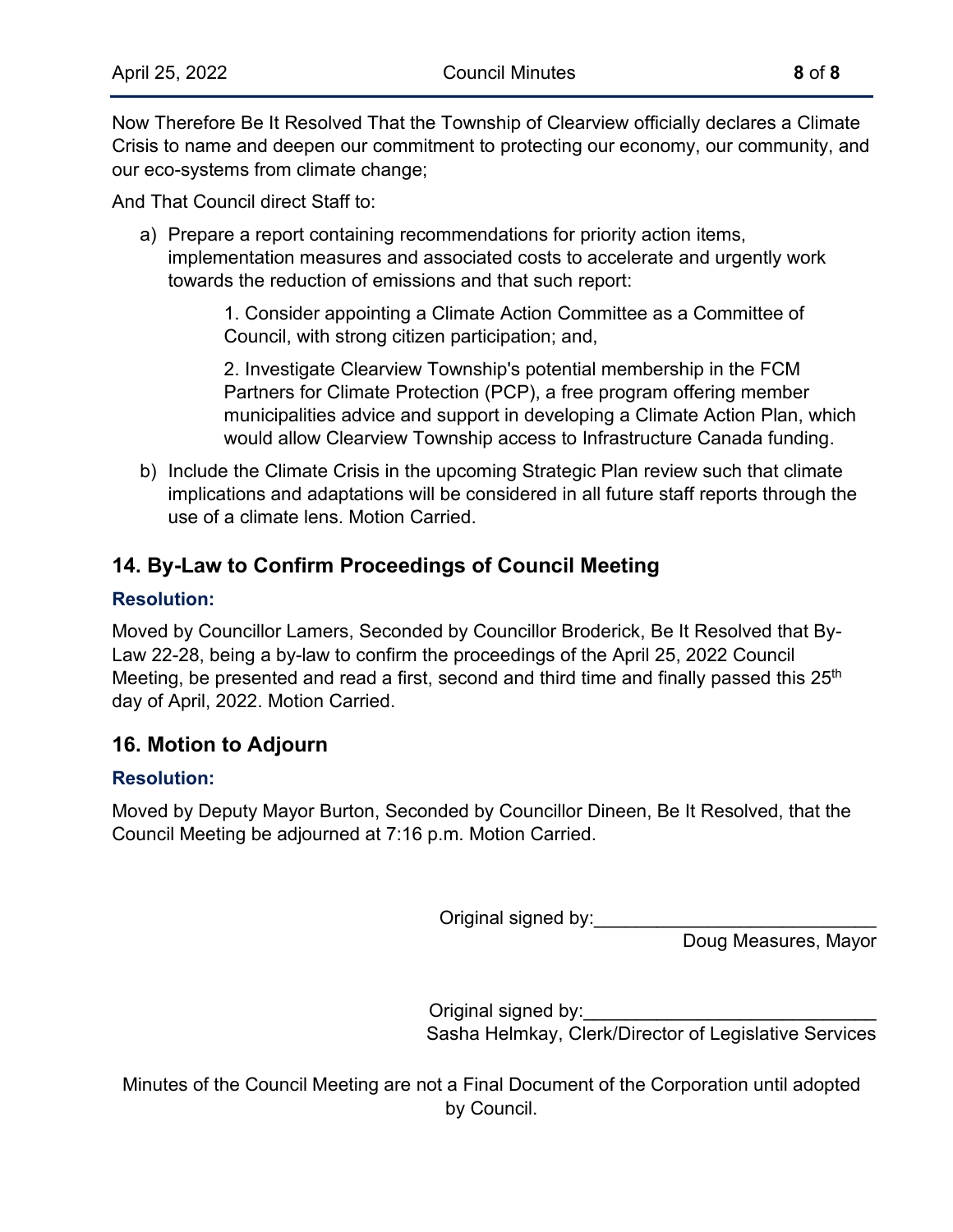Now Therefore Be It Resolved That the Township of Clearview officially declares a Climate Crisis to name and deepen our commitment to protecting our economy, our community, and our eco-systems from climate change;

And That Council direct Staff to:

a) Prepare a report containing recommendations for priority action items, implementation measures and associated costs to accelerate and urgently work towards the reduction of emissions and that such report:

    1. Consider appointing a Climate Action Committee as a Committee of Council, with strong citizen participation; and,

    2. Investigate Clearview Township's potential membership in the FCM Partners for Climate Protection (PCP), a free program offering member municipalities advice and support in developing a Climate Action Plan, which would allow Clearview Township access to Infrastructure Canada funding.

b) Include the Climate Crisis in the upcoming Strategic Plan review such that climate implications and adaptations will be considered in all future staff reports through the use of a climate lens. Motion Carried.

## 14. By-Law to Confirm Proceedings of Council Meeting

### Resolution:

Moved by Councillor Lamers, Seconded by Councillor Broderick, Be It Resolved that By-Law 22-28, being a by-law to confirm the proceedings of the April 25, 2022 Council Meeting, be presented and read a first, second and third time and finally passed this 25th day of April, 2022. Motion Carried.

## 16. Motion to Adjourn

### Resolution:

Moved by Deputy Mayor Burton, Seconded by Councillor Dineen, Be It Resolved, that the Council Meeting be adjourned at 7:16 p.m. Motion Carried.

Original signed by:____________________________
Doug Measures, Mayor

Original signed by:____________________________
Sasha Helmkay, Clerk/Director of Legislative Services

Minutes of the Council Meeting are not a Final Document of the Corporation until adopted by Council.